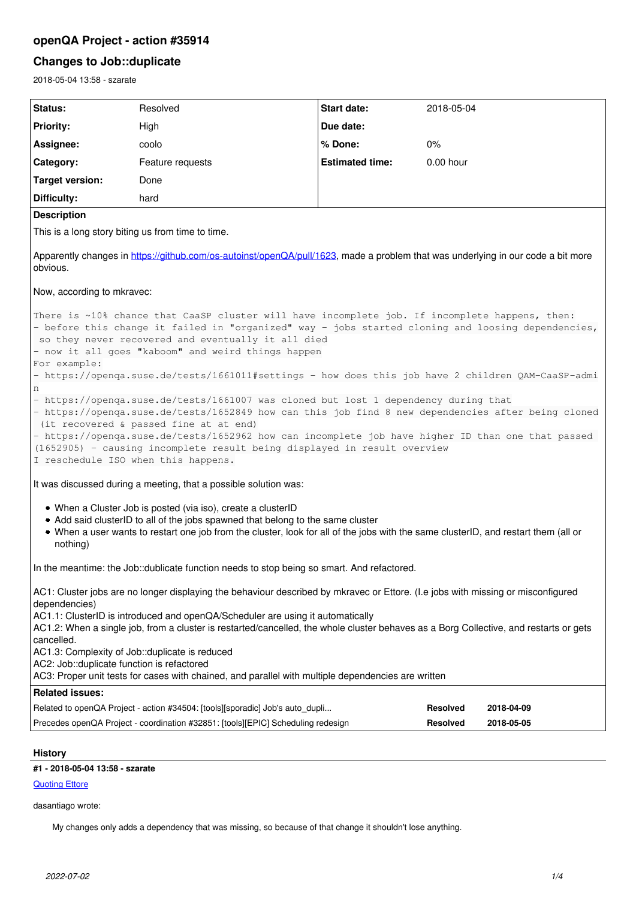# openQA Project - action #35914

## Changes to Job::duplicate

2018-05-04 13:58 - szarate

| Status: | Resolved | Start date: | 2018-05-04 |
|---|---|---|---|
| Priority: | High | Due date: | |
| Assignee: | coolo | % Done: | 0% |
| Category: | Feature requests | Estimated time: | 0.00 hour |
| Target version: | Done | | |
| Difficulty: | hard | | |

**Description**

This is a long story biting us from time to time.

Apparently changes in https://github.com/os-autoinst/openQA/pull/1623, made a problem that was underlying in our code a bit more obvious.

Now, according to mkravec:

```
There is ~10% chance that CaaSP cluster will have incomplete job. If incomplete happens, then:
- before this change it failed in "organized" way - jobs started cloning and loosing dependencies,
 so they never recovered and eventually it all died
- now it all goes "kaboom" and weird things happen
For example:
- https://openqa.suse.de/tests/1661011#settings - how does this job have 2 children QAM-CaaSP-admi
n
- https://openqa.suse.de/tests/1661007 was cloned but lost 1 dependency during that
- https://openqa.suse.de/tests/1652849 how can this job find 8 new dependencies after being cloned
 (it recovered & passed fine at at end)
- https://openqa.suse.de/tests/1652962 how can incomplete job have higher ID than one that passed
(1652905) - causing incomplete result being displayed in result overview
I reschedule ISO when this happens.
```

It was discussed during a meeting, that a possible solution was:

- When a Cluster Job is posted (via iso), create a clusterID
- Add said clusterID to all of the jobs spawned that belong to the same cluster
- When a user wants to restart one job from the cluster, look for all of the jobs with the same clusterID, and restart them (all or nothing)

In the meantime: the Job::dublicate function needs to stop being so smart. And refactored.

AC1: Cluster jobs are no longer displaying the behaviour described by mkravec or Ettore. (I.e jobs with missing or misconfigured dependencies)
AC1.1: ClusterID is introduced and openQA/Scheduler are using it automatically
AC1.2: When a single job, from a cluster is restarted/cancelled, the whole cluster behaves as a Borg Collective, and restarts or gets cancelled.
AC1.3: Complexity of Job::duplicate is reduced
AC2: Job::duplicate function is refactored
AC3: Proper unit tests for cases with chained, and parallel with multiple dependencies are written

**Related issues:**

| | | |
|---|---|---|
| Related to openQA Project - action #34504: [tools][sporadic] Job's auto_dupli... | Resolved | 2018-04-09 |
| Precedes openQA Project - coordination #32851: [tools][EPIC] Scheduling redesign | Resolved | 2018-05-05 |

## History

**#1 - 2018-05-04 13:58 - szarate**

Quoting Ettore

dasantiago wrote:

> My changes only adds a dependency that was missing, so because of that change it shouldn't lose anything.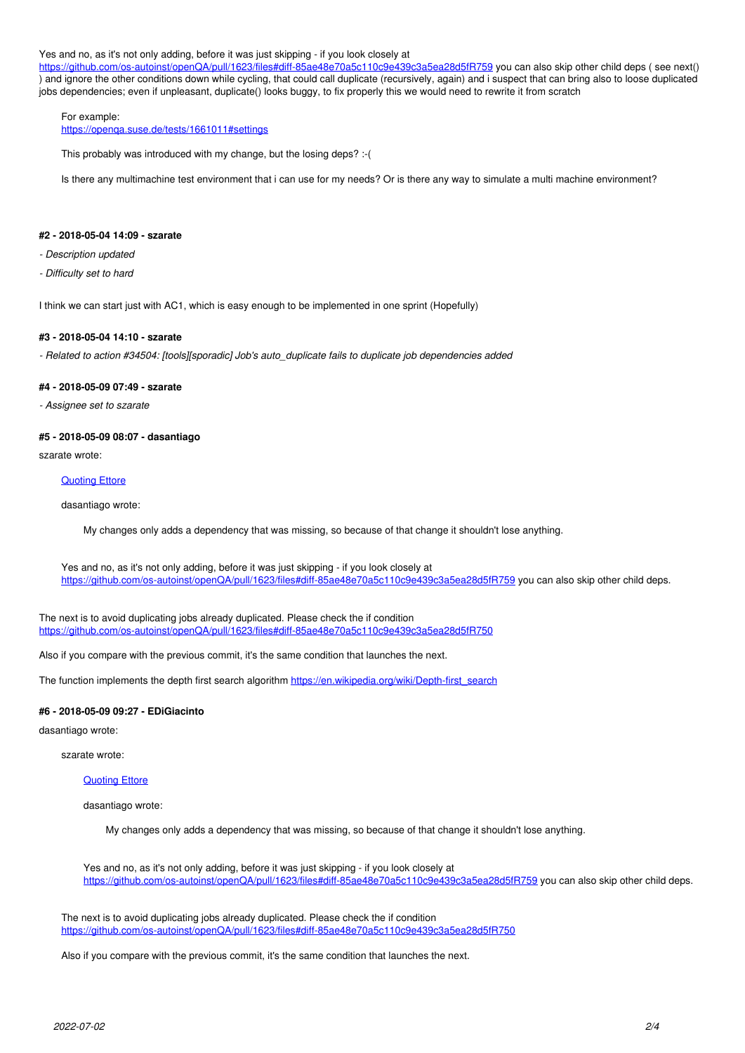Yes and no, as it's not only adding, before it was just skipping - if you look closely at https://github.com/os-autoinst/openQA/pull/1623/files#diff-85ae48e70a5c110c9e439c3a5ea28d5fR759 you can also skip other child deps ( see next() ) and ignore the other conditions down while cycling, that could call duplicate (recursively, again) and i suspect that can bring also to loose duplicated jobs dependencies; even if unpleasant, duplicate() looks buggy, to fix properly this we would need to rewrite it from scratch

> For example:
> https://openqa.suse.de/tests/1661011#settings
>
> This probably was introduced with my change, but the losing deps? :-(
>
> Is there any multimachine test environment that i can use for my needs? Or is there any way to simulate a multi machine environment?

#### #2 - 2018-05-04 14:09 - szarate

- *Description updated*
- *Difficulty set to hard*

I think we can start just with AC1, which is easy enough to be implemented in one sprint (Hopefully)

#### #3 - 2018-05-04 14:10 - szarate

- *Related to action #34504: [tools][sporadic] Job's auto_duplicate fails to duplicate job dependencies added*

#### #4 - 2018-05-09 07:49 - szarate

- *Assignee set to szarate*

#### #5 - 2018-05-09 08:07 - dasantiago

szarate wrote:

> Quoting Ettore
>
> dasantiago wrote:
>
> > My changes only adds a dependency that was missing, so because of that change it shouldn't lose anything.
>
> Yes and no, as it's not only adding, before it was just skipping - if you look closely at https://github.com/os-autoinst/openQA/pull/1623/files#diff-85ae48e70a5c110c9e439c3a5ea28d5fR759 you can also skip other child deps.

The next is to avoid duplicating jobs already duplicated. Please check the if condition https://github.com/os-autoinst/openQA/pull/1623/files#diff-85ae48e70a5c110c9e439c3a5ea28d5fR750

Also if you compare with the previous commit, it's the same condition that launches the next.

The function implements the depth first search algorithm https://en.wikipedia.org/wiki/Depth-first_search

#### #6 - 2018-05-09 09:27 - EDiGiacinto

dasantiago wrote:

> szarate wrote:
>
> > Quoting Ettore
> >
> > dasantiago wrote:
> >
> > > My changes only adds a dependency that was missing, so because of that change it shouldn't lose anything.
> >
> > Yes and no, as it's not only adding, before it was just skipping - if you look closely at https://github.com/os-autoinst/openQA/pull/1623/files#diff-85ae48e70a5c110c9e439c3a5ea28d5fR759 you can also skip other child deps.
>
> The next is to avoid duplicating jobs already duplicated. Please check the if condition https://github.com/os-autoinst/openQA/pull/1623/files#diff-85ae48e70a5c110c9e439c3a5ea28d5fR750
>
> Also if you compare with the previous commit, it's the same condition that launches the next.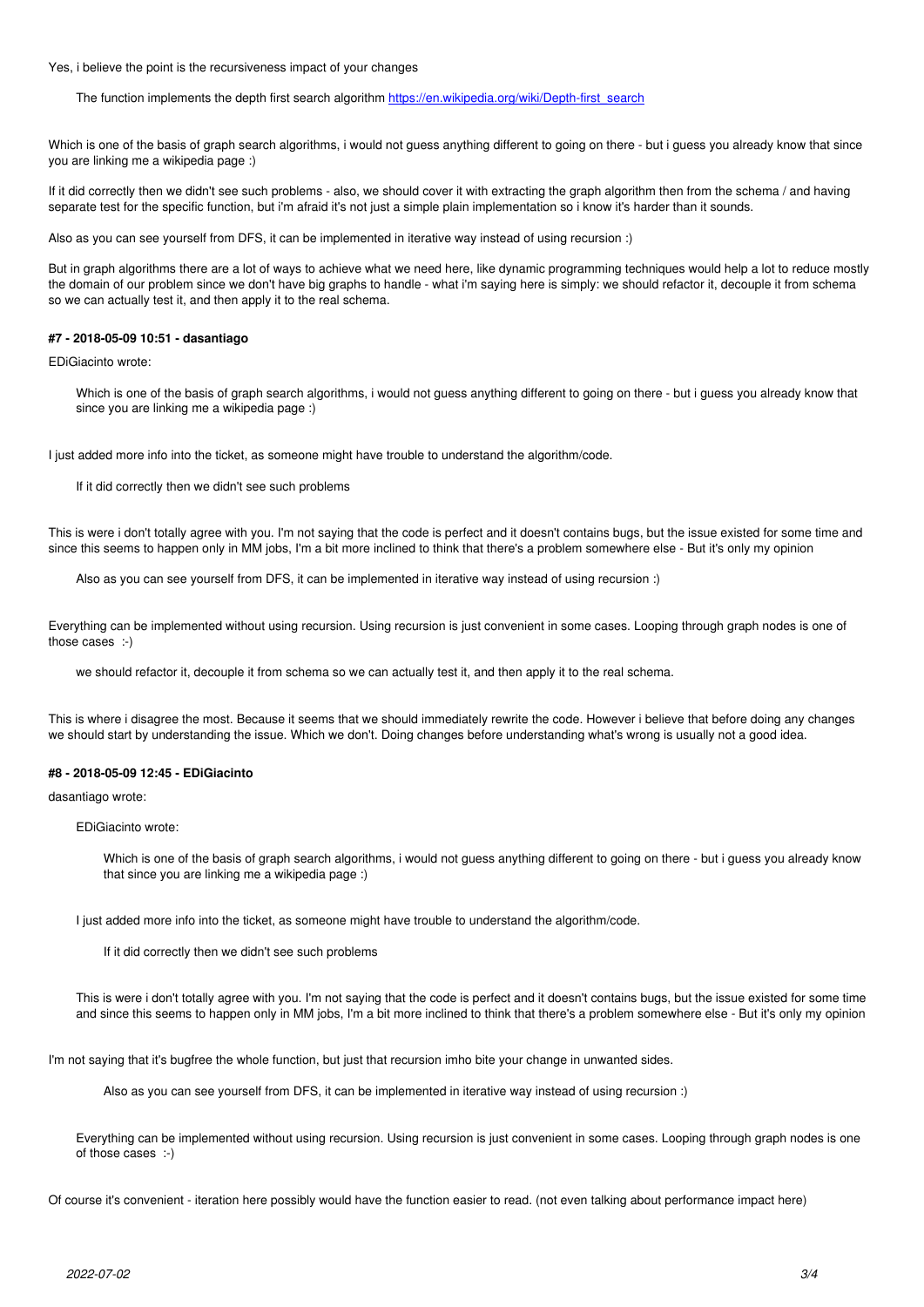Yes, i believe the point is the recursiveness impact of your changes

> The function implements the depth first search algorithm https://en.wikipedia.org/wiki/Depth-first_search

Which is one of the basis of graph search algorithms, i would not guess anything different to going on there - but i guess you already know that since you are linking me a wikipedia page :)

If it did correctly then we didn't see such problems - also, we should cover it with extracting the graph algorithm then from the schema / and having separate test for the specific function, but i'm afraid it's not just a simple plain implementation so i know it's harder than it sounds.

Also as you can see yourself from DFS, it can be implemented in iterative way instead of using recursion :)

But in graph algorithms there are a lot of ways to achieve what we need here, like dynamic programming techniques would help a lot to reduce mostly the domain of our problem since we don't have big graphs to handle - what i'm saying here is simply: we should refactor it, decouple it from schema so we can actually test it, and then apply it to the real schema.

#### #7 - 2018-05-09 10:51 - dasantiago

EDiGiacinto wrote:

> Which is one of the basis of graph search algorithms, i would not guess anything different to going on there - but i guess you already know that since you are linking me a wikipedia page :)

I just added more info into the ticket, as someone might have trouble to understand the algorithm/code.

> If it did correctly then we didn't see such problems

This is were i don't totally agree with you. I'm not saying that the code is perfect and it doesn't contains bugs, but the issue existed for some time and since this seems to happen only in MM jobs, I'm a bit more inclined to think that there's a problem somewhere else - But it's only my opinion

> Also as you can see yourself from DFS, it can be implemented in iterative way instead of using recursion :)

Everything can be implemented without using recursion. Using recursion is just convenient in some cases. Looping through graph nodes is one of those cases :-)

> we should refactor it, decouple it from schema so we can actually test it, and then apply it to the real schema.

This is where i disagree the most. Because it seems that we should immediately rewrite the code. However i believe that before doing any changes we should start by understanding the issue. Which we don't. Doing changes before understanding what's wrong is usually not a good idea.

#### #8 - 2018-05-09 12:45 - EDiGiacinto

dasantiago wrote:

> EDiGiacinto wrote:
>
> > Which is one of the basis of graph search algorithms, i would not guess anything different to going on there - but i guess you already know that since you are linking me a wikipedia page :)
>
> I just added more info into the ticket, as someone might have trouble to understand the algorithm/code.
>
> > If it did correctly then we didn't see such problems
>
> This is were i don't totally agree with you. I'm not saying that the code is perfect and it doesn't contains bugs, but the issue existed for some time and since this seems to happen only in MM jobs, I'm a bit more inclined to think that there's a problem somewhere else - But it's only my opinion

I'm not saying that it's bugfree the whole function, but just that recursion imho bite your change in unwanted sides.

> > Also as you can see yourself from DFS, it can be implemented in iterative way instead of using recursion :)
>
> Everything can be implemented without using recursion. Using recursion is just convenient in some cases. Looping through graph nodes is one of those cases :-)

Of course it's convenient - iteration here possibly would have the function easier to read. (not even talking about performance impact here)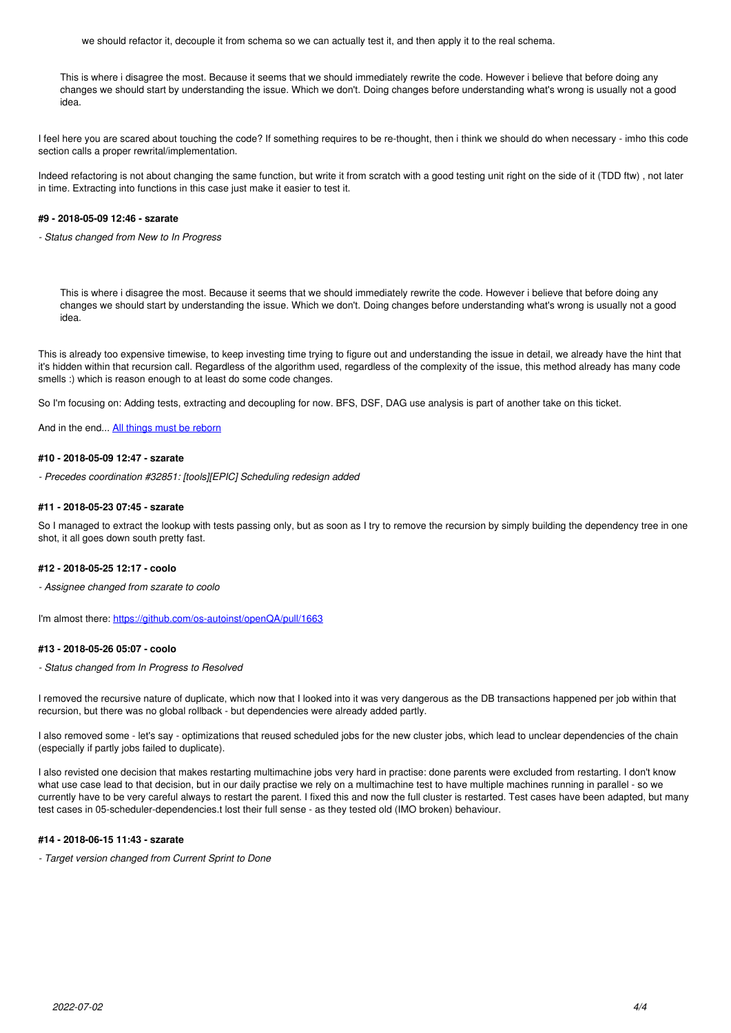> we should refactor it, decouple it from schema so we can actually test it, and then apply it to the real schema.

> This is where i disagree the most. Because it seems that we should immediately rewrite the code. However i believe that before doing any changes we should start by understanding the issue. Which we don't. Doing changes before understanding what's wrong is usually not a good idea.

I feel here you are scared about touching the code? If something requires to be re-thought, then i think we should do when necessary - imho this code section calls a proper rewrital/implementation.

Indeed refactoring is not about changing the same function, but write it from scratch with a good testing unit right on the side of it (TDD ftw) , not later in time. Extracting into functions in this case just make it easier to test it.

#### #9 - 2018-05-09 12:46 - szarate

*- Status changed from New to In Progress*

> This is where i disagree the most. Because it seems that we should immediately rewrite the code. However i believe that before doing any changes we should start by understanding the issue. Which we don't. Doing changes before understanding what's wrong is usually not a good idea.

This is already too expensive timewise, to keep investing time trying to figure out and understanding the issue in detail, we already have the hint that it's hidden within that recursion call. Regardless of the algorithm used, regardless of the complexity of the issue, this method already has many code smells :) which is reason enough to at least do some code changes.

So I'm focusing on: Adding tests, extracting and decoupling for now. BFS, DSF, DAG use analysis is part of another take on this ticket.

And in the end... All things must be reborn

#### #10 - 2018-05-09 12:47 - szarate

*- Precedes coordination #32851: [tools][EPIC] Scheduling redesign added*

#### #11 - 2018-05-23 07:45 - szarate

So I managed to extract the lookup with tests passing only, but as soon as I try to remove the recursion by simply building the dependency tree in one shot, it all goes down south pretty fast.

#### #12 - 2018-05-25 12:17 - coolo

*- Assignee changed from szarate to coolo*

I'm almost there: https://github.com/os-autoinst/openQA/pull/1663

#### #13 - 2018-05-26 05:07 - coolo

*- Status changed from In Progress to Resolved*

I removed the recursive nature of duplicate, which now that I looked into it was very dangerous as the DB transactions happened per job within that recursion, but there was no global rollback - but dependencies were already added partly.

I also removed some - let's say - optimizations that reused scheduled jobs for the new cluster jobs, which lead to unclear dependencies of the chain (especially if partly jobs failed to duplicate).

I also revisted one decision that makes restarting multimachine jobs very hard in practise: done parents were excluded from restarting. I don't know what use case lead to that decision, but in our daily practise we rely on a multimachine test to have multiple machines running in parallel - so we currently have to be very careful always to restart the parent. I fixed this and now the full cluster is restarted. Test cases have been adapted, but many test cases in 05-scheduler-dependencies.t lost their full sense - as they tested old (IMO broken) behaviour.

#### #14 - 2018-06-15 11:43 - szarate

*- Target version changed from Current Sprint to Done*